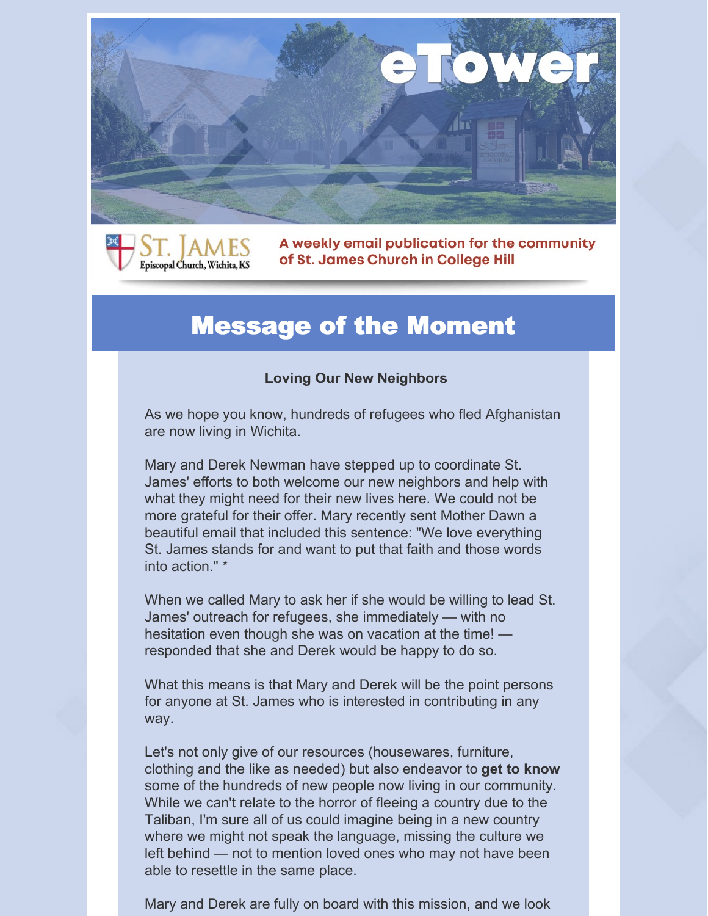# eTower

St. James Episcopal Church, Wichita, KS

A weekly email publication for the community of St. James Church in College Hill

## Message of the Moment

**Loving Our New Neighbors**

As we hope you know, hundreds of refugees who fled Afghanistan are now living in Wichita.

Mary and Derek Newman have stepped up to coordinate St. James' efforts to both welcome our new neighbors and help with what they might need for their new lives here. We could not be more grateful for their offer. Mary recently sent Mother Dawn a beautiful email that included this sentence: "We love everything St. James stands for and want to put that faith and those words into action." *

When we called Mary to ask her if she would be willing to lead St. James' outreach for refugees, she immediately — with no hesitation even though she was on vacation at the time! — responded that she and Derek would be happy to do so.

What this means is that Mary and Derek will be the point persons for anyone at St. James who is interested in contributing in any way.

Let's not only give of our resources (housewares, furniture, clothing and the like as needed) but also endeavor to **get to know** some of the hundreds of new people now living in our community. While we can't relate to the horror of fleeing a country due to the Taliban, I'm sure all of us could imagine being in a new country where we might not speak the language, missing the culture we left behind — not to mention loved ones who may not have been able to resettle in the same place.

Mary and Derek are fully on board with this mission, and we look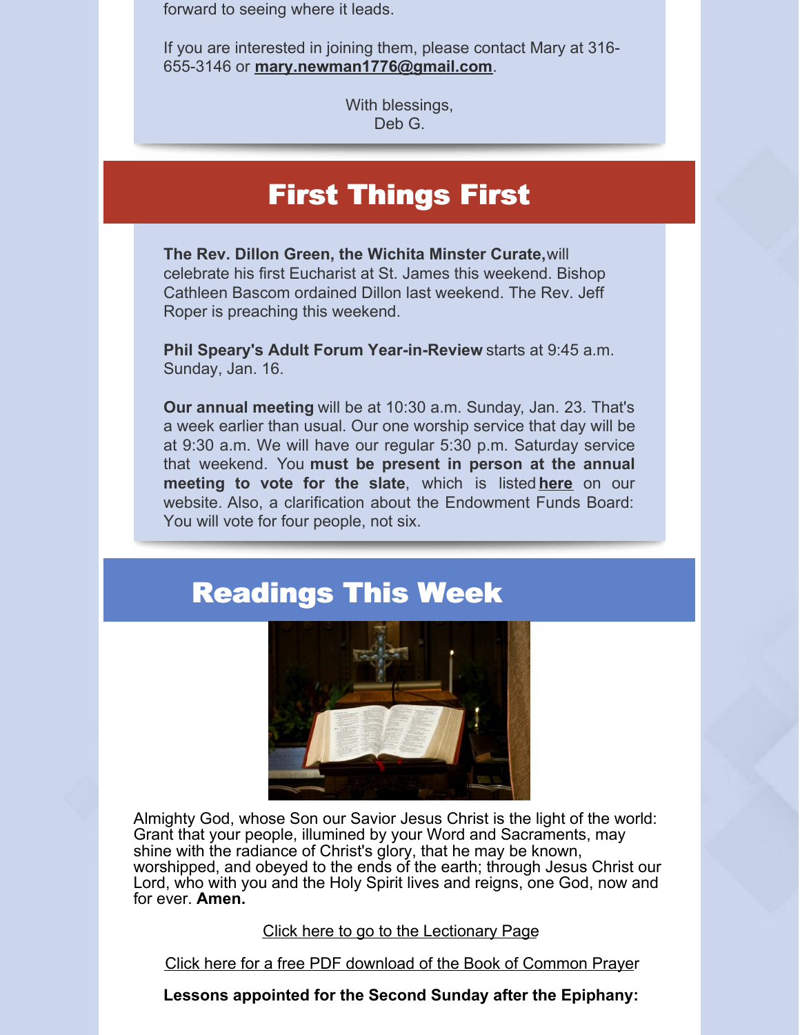forward to seeing where it leads.

If you are interested in joining them, please contact Mary at 316-655-3146 or **mary.newman1776@gmail.com**.

With blessings,
Deb G.

# First Things First

**The Rev. Dillon Green, the Wichita Minster Curate,** will celebrate his first Eucharist at St. James this weekend. Bishop Cathleen Bascom ordained Dillon last weekend. The Rev. Jeff Roper is preaching this weekend.

**Phil Speary's Adult Forum Year-in-Review** starts at 9:45 a.m. Sunday, Jan. 16.

**Our annual meeting** will be at 10:30 a.m. Sunday, Jan. 23. That's a week earlier than usual. Our one worship service that day will be at 9:30 a.m. We will have our regular 5:30 p.m. Saturday service that weekend. You **must be present in person at the annual meeting to vote for the slate**, which is listed **here** on our website. Also, a clarification about the Endowment Funds Board: You will vote for four people, not six.

# Readings This Week

Almighty God, whose Son our Savior Jesus Christ is the light of the world: Grant that your people, illumined by your Word and Sacraments, may shine with the radiance of Christ's glory, that he may be known, worshipped, and obeyed to the ends of the earth; through Jesus Christ our Lord, who with you and the Holy Spirit lives and reigns, one God, now and for ever. **Amen.**

Click here to go to the Lectionary Page

Click here for a free PDF download of the Book of Common Prayer

**Lessons appointed for the Second Sunday after the Epiphany:**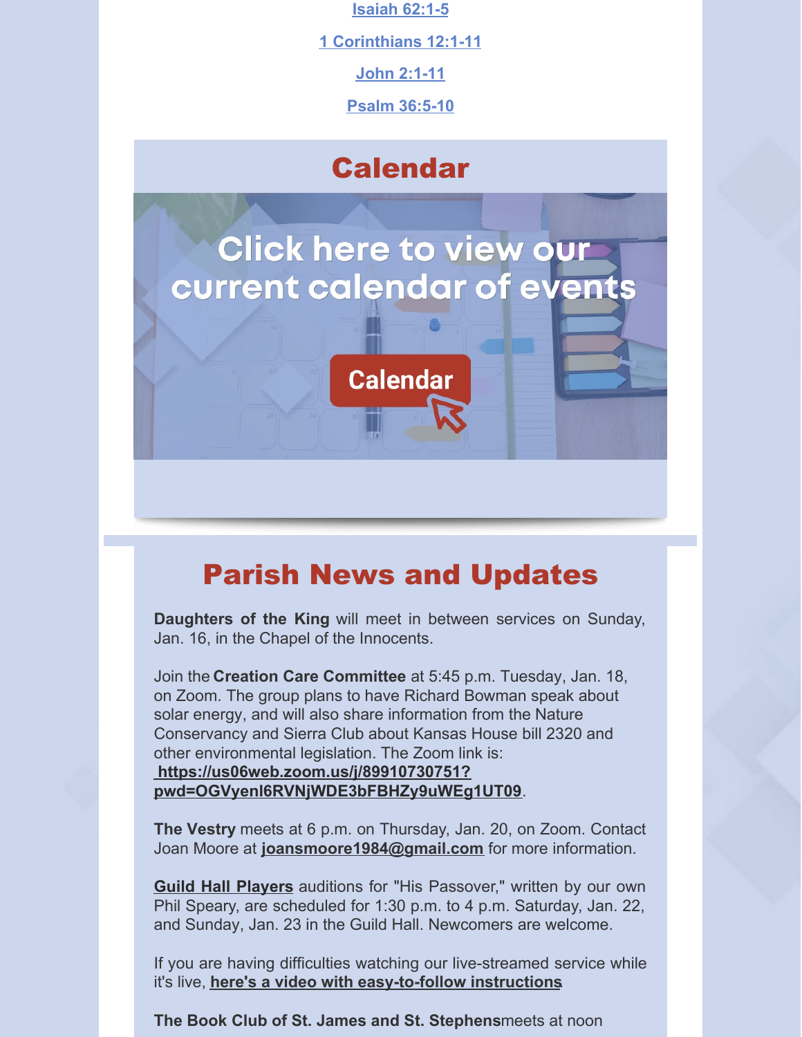Isaiah 62:1-5

1 Corinthians 12:1-11

John 2:1-11

Psalm 36:5-10

## Calendar

Click here to view our current calendar of events

Calendar

## Parish News and Updates

**Daughters of the King** will meet in between services on Sunday, Jan. 16, in the Chapel of the Innocents.

Join the **Creation Care Committee** at 5:45 p.m. Tuesday, Jan. 18, on Zoom. The group plans to have Richard Bowman speak about solar energy, and will also share information from the Nature Conservancy and Sierra Club about Kansas House bill 2320 and other environmental legislation. The Zoom link is: **https://us06web.zoom.us/j/89910730751?pwd=OGVyenl6RVNjWDE3bFBHZy9uWEg1UT09**.

**The Vestry** meets at 6 p.m. on Thursday, Jan. 20, on Zoom. Contact Joan Moore at **joansmoore1984@gmail.com** for more information.

**Guild Hall Players** auditions for "His Passover," written by our own Phil Speary, are scheduled for 1:30 p.m. to 4 p.m. Saturday, Jan. 22, and Sunday, Jan. 23 in the Guild Hall. Newcomers are welcome.

If you are having difficulties watching our live-streamed service while it's live, **here's a video with easy-to-follow instructions**

**The Book Club of St. James and St. Stephens**meets at noon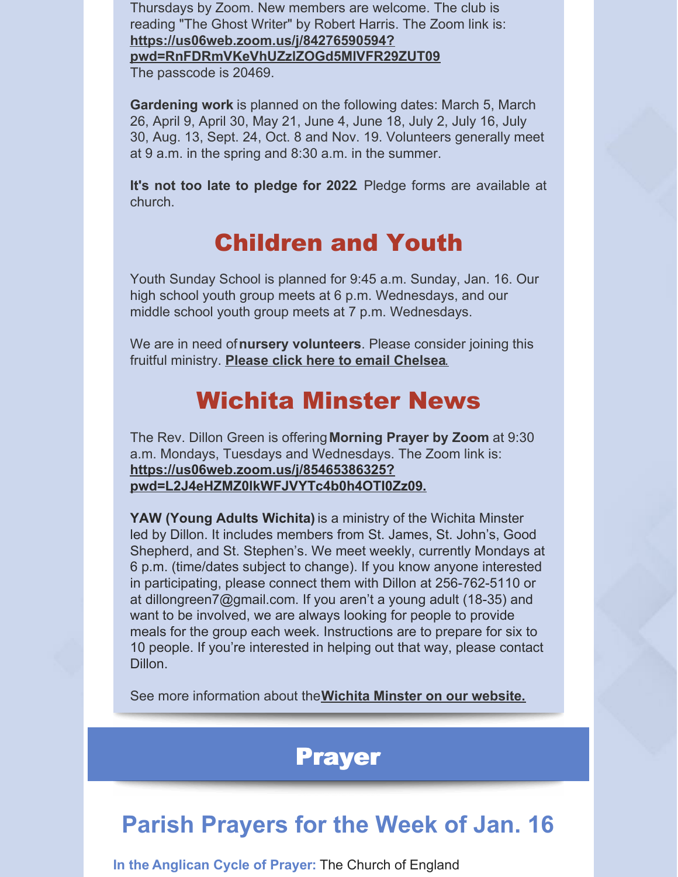Thursdays by Zoom. New members are welcome. The club is reading "The Ghost Writer" by Robert Harris. The Zoom link is: **https://us06web.zoom.us/j/84276590594?pwd=RnFDRmVKeVhUZzlZOGd5MlVFR29ZUT09**
The passcode is 20469.

**Gardening work** is planned on the following dates: March 5, March 26, April 9, April 30, May 21, June 4, June 18, July 2, July 16, July 30, Aug. 13, Sept. 24, Oct. 8 and Nov. 19. Volunteers generally meet at 9 a.m. in the spring and 8:30 a.m. in the summer.

**It's not too late to pledge for 2022**. Pledge forms are available at church.

## Children and Youth

Youth Sunday School is planned for 9:45 a.m. Sunday, Jan. 16. Our high school youth group meets at 6 p.m. Wednesdays, and our middle school youth group meets at 7 p.m. Wednesdays.

We are in need of **nursery volunteers**. Please consider joining this fruitful ministry. **Please click here to email Chelsea**.

## Wichita Minster News

The Rev. Dillon Green is offering **Morning Prayer by Zoom** at 9:30 a.m. Mondays, Tuesdays and Wednesdays. The Zoom link is: **https://us06web.zoom.us/j/85465386325?pwd=L2J4eHZMZ0lkWFJVYTc4b0h4OTl0Zz09.**

**YAW (Young Adults Wichita)** is a ministry of the Wichita Minster led by Dillon. It includes members from St. James, St. John's, Good Shepherd, and St. Stephen's. We meet weekly, currently Mondays at 6 p.m. (time/dates subject to change). If you know anyone interested in participating, please connect them with Dillon at 256-762-5110 or at dillongreen7@gmail.com. If you aren't a young adult (18-35) and want to be involved, we are always looking for people to provide meals for the group each week. Instructions are to prepare for six to 10 people. If you're interested in helping out that way, please contact Dillon.

See more information about the **Wichita Minster on our website.**

# Prayer

## Parish Prayers for the Week of Jan. 16

**In the Anglican Cycle of Prayer:** The Church of England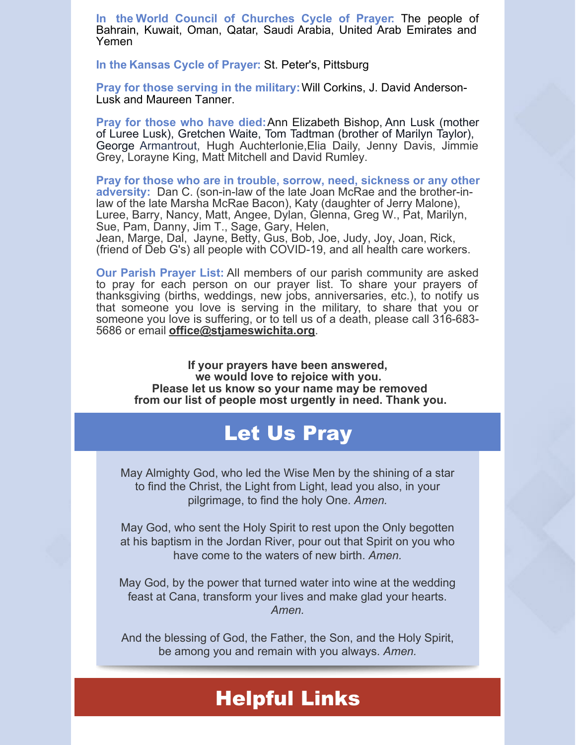**In the World Council of Churches Cycle of Prayer:** The people of Bahrain, Kuwait, Oman, Qatar, Saudi Arabia, United Arab Emirates and Yemen

**In the Kansas Cycle of Prayer:** St. Peter's, Pittsburg

**Pray for those serving in the military:** Will Corkins, J. David Anderson-Lusk and Maureen Tanner.

**Pray for those who have died:** Ann Elizabeth Bishop, Ann Lusk (mother of Luree Lusk), Gretchen Waite, Tom Tadtman (brother of Marilyn Taylor), George Armantrout, Hugh Auchterlonie, Elia Daily, Jenny Davis, Jimmie Grey, Lorayne King, Matt Mitchell and David Rumley.

**Pray for those who are in trouble, sorrow, need, sickness or any other adversity:** Dan C. (son-in-law of the late Joan McRae and the brother-in-law of the late Marsha McRae Bacon), Katy (daughter of Jerry Malone), Luree, Barry, Nancy, Matt, Angee, Dylan, Glenna, Greg W., Pat, Marilyn, Sue, Pam, Danny, Jim T., Sage, Gary, Helen, Jean, Marge, Dal, Jayne, Betty, Gus, Bob, Joe, Judy, Joy, Joan, Rick, (friend of Deb G's) all people with COVID-19, and all health care workers.

**Our Parish Prayer List:** All members of our parish community are asked to pray for each person on our prayer list. To share your prayers of thanksgiving (births, weddings, new jobs, anniversaries, etc.), to notify us that someone you love is serving in the military, to share that you or someone you love is suffering, or to tell us of a death, please call 316-683-5686 or email **office@stjameswichita.org**.

**If your prayers have been answered, we would love to rejoice with you. Please let us know so your name may be removed from our list of people most urgently in need. Thank you.**

# Let Us Pray

May Almighty God, who led the Wise Men by the shining of a star to find the Christ, the Light from Light, lead you also, in your pilgrimage, to find the holy One. *Amen.*

May God, who sent the Holy Spirit to rest upon the Only begotten at his baptism in the Jordan River, pour out that Spirit on you who have come to the waters of new birth. *Amen.*

May God, by the power that turned water into wine at the wedding feast at Cana, transform your lives and make glad your hearts. *Amen.*

And the blessing of God, the Father, the Son, and the Holy Spirit, be among you and remain with you always. *Amen.*

# Helpful Links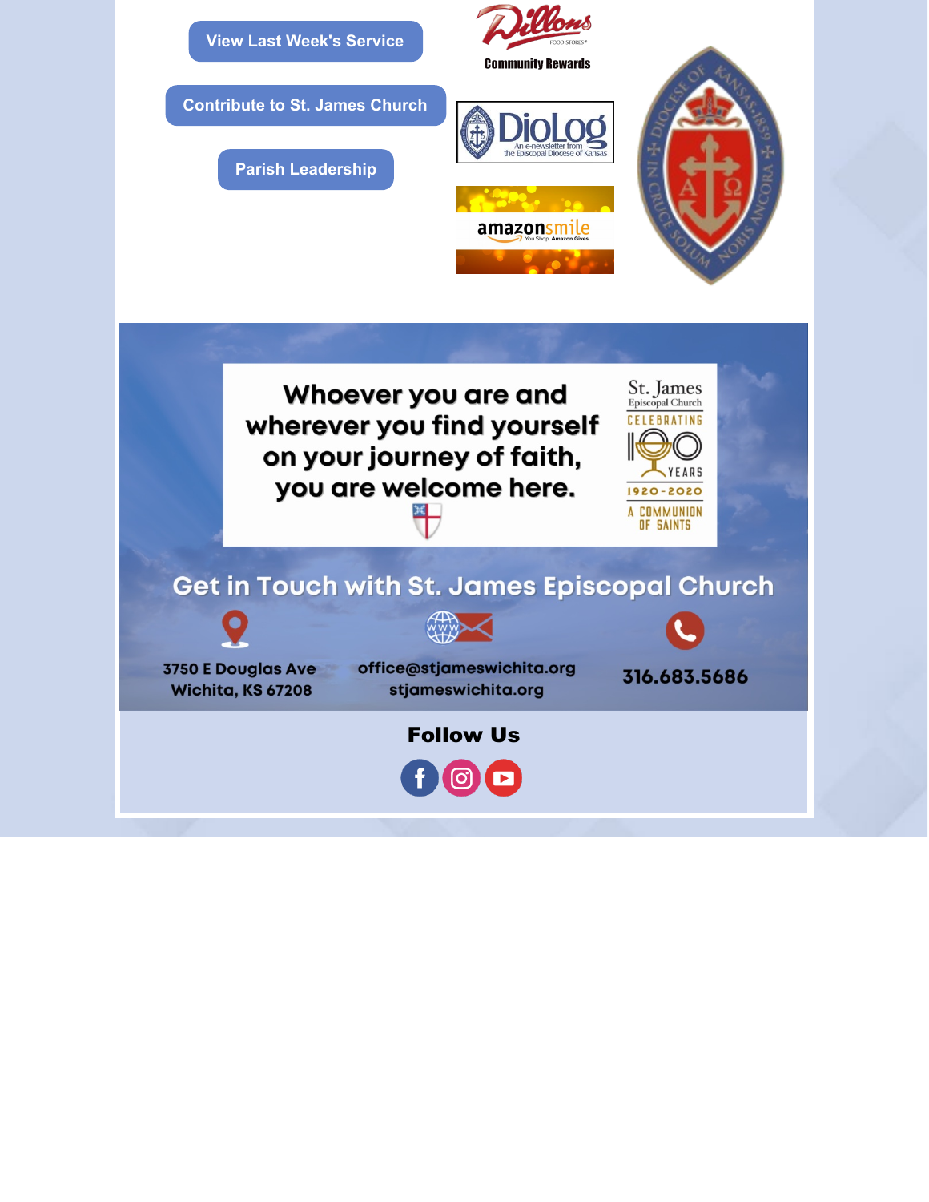View Last Week's Service

Contribute to St. James Church

Parish Leadership

Dillons Food Stores® Community Rewards

DioLog — An e-newsletter from the Episcopal Diocese of Kansas

amazonsmile — You Shop. Amazon Gives.

Diocese of Kansas 1859 — In Cruce Solum Nobis Ancora

**Whoever you are and wherever you find yourself on your journey of faith, you are welcome here.**

St. James Episcopal Church — Celebrating 100 Years — 1920-2020 — A Communion of Saints

## Get in Touch with St. James Episcopal Church

3750 E Douglas Ave
Wichita, KS 67208

office@stjameswichita.org
stjameswichita.org

316.683.5686

## Follow Us